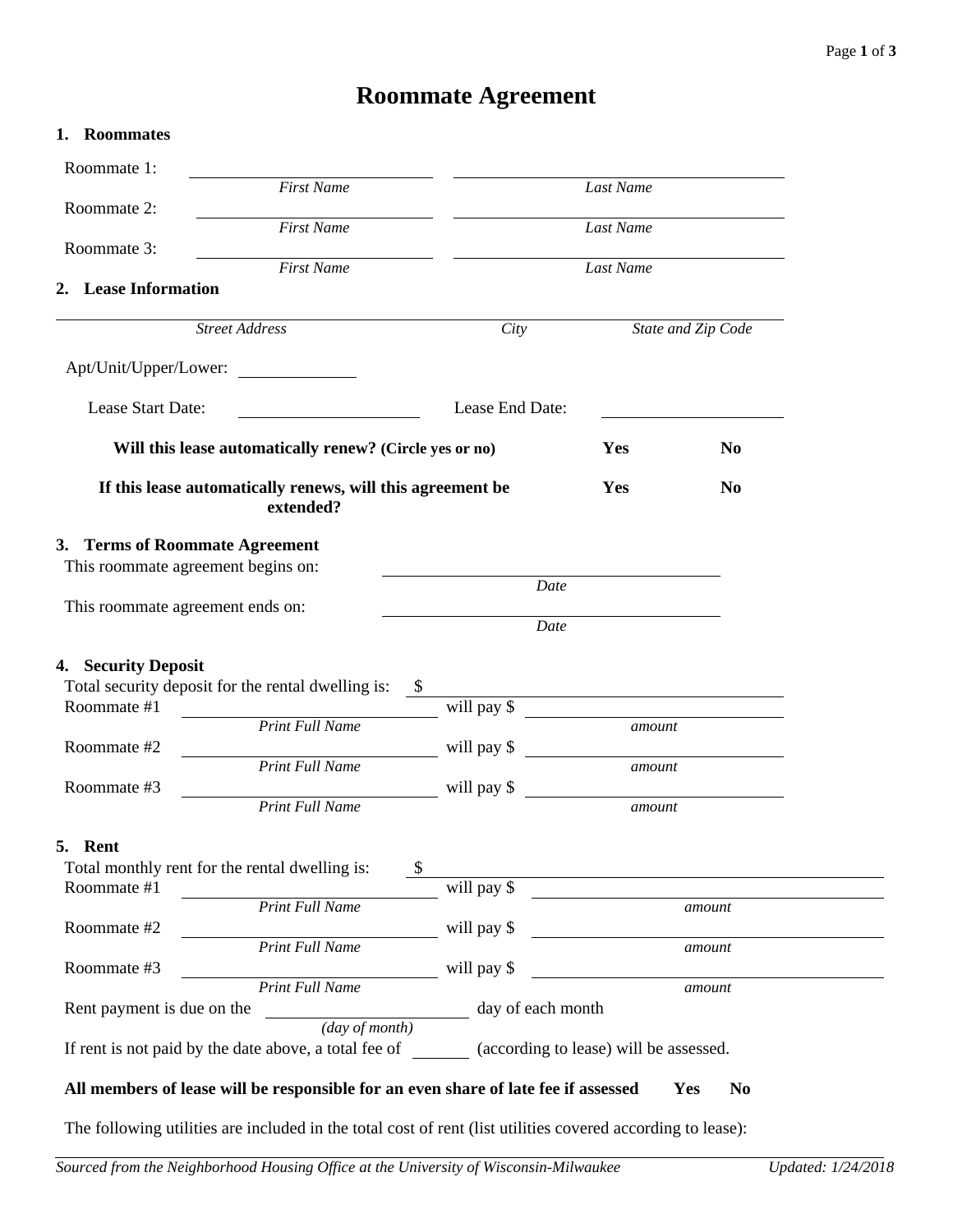# Roommate Agreement

## 1. Roommates

Roommate 1: \_\_\_\_\_\_\_\_\_\_\_\_\_\_\_\_\_\_\_\_ \_\_\_\_\_\_\_\_\_\_\_\_\_\_\_\_\_\_\_\_
*First Name* *Last Name*

Roommate 2: \_\_\_\_\_\_\_\_\_\_\_\_\_\_\_\_\_\_\_\_ \_\_\_\_\_\_\_\_\_\_\_\_\_\_\_\_\_\_\_\_
*First Name* *Last Name*

Roommate 3: \_\_\_\_\_\_\_\_\_\_\_\_\_\_\_\_\_\_\_\_ \_\_\_\_\_\_\_\_\_\_\_\_\_\_\_\_\_\_\_\_
*First Name* *Last Name*

## 2. Lease Information

\_\_\_\_\_\_\_\_\_\_\_\_\_\_\_\_\_\_\_\_\_\_\_\_\_\_\_\_\_\_\_\_\_\_\_\_\_\_\_\_\_\_\_\_\_\_\_\_\_\_\_\_\_\_\_\_
*Street Address* *City* *State and Zip Code*

Apt/Unit/Upper/Lower: \_\_\_\_\_\_\_\_\_\_

Lease Start Date: \_\_\_\_\_\_\_\_\_\_\_\_\_\_ Lease End Date: \_\_\_\_\_\_\_\_\_\_\_\_\_\_

**Will this lease automatically renew? (Circle yes or no)** **Yes** **No**

**If this lease automatically renews, will this agreement be extended?** **Yes** **No**

## 3. Terms of Roommate Agreement

This roommate agreement begins on: \_\_\_\_\_\_\_\_\_\_\_\_\_\_\_\_\_\_\_\_
*Date*

This roommate agreement ends on: \_\_\_\_\_\_\_\_\_\_\_\_\_\_\_\_\_\_\_\_
*Date*

## 4. Security Deposit

Total security deposit for the rental dwelling is: $ \_\_\_\_\_\_\_\_\_\_\_\_\_\_\_\_\_\_\_\_

Roommate #1 \_\_\_\_\_\_\_\_\_\_\_\_\_\_\_\_\_\_\_\_ will pay $ \_\_\_\_\_\_\_\_\_\_\_\_\_\_\_\_\_\_\_\_
*Print Full Name* *amount*

Roommate #2 \_\_\_\_\_\_\_\_\_\_\_\_\_\_\_\_\_\_\_\_ will pay $ \_\_\_\_\_\_\_\_\_\_\_\_\_\_\_\_\_\_\_\_
*Print Full Name* *amount*

Roommate #3 \_\_\_\_\_\_\_\_\_\_\_\_\_\_\_\_\_\_\_\_ will pay $ \_\_\_\_\_\_\_\_\_\_\_\_\_\_\_\_\_\_\_\_
*Print Full Name* *amount*

## 5. Rent

Total monthly rent for the rental dwelling is: $ \_\_\_\_\_\_\_\_\_\_\_\_\_\_\_\_\_\_\_\_

Roommate #1 \_\_\_\_\_\_\_\_\_\_\_\_\_\_\_\_\_\_\_\_ will pay $ \_\_\_\_\_\_\_\_\_\_\_\_\_\_\_\_\_\_\_\_
*Print Full Name* *amount*

Roommate #2 \_\_\_\_\_\_\_\_\_\_\_\_\_\_\_\_\_\_\_\_ will pay $ \_\_\_\_\_\_\_\_\_\_\_\_\_\_\_\_\_\_\_\_
*Print Full Name* *amount*

Roommate #3 \_\_\_\_\_\_\_\_\_\_\_\_\_\_\_\_\_\_\_\_ will pay $ \_\_\_\_\_\_\_\_\_\_\_\_\_\_\_\_\_\_\_\_
*Print Full Name* *amount*

Rent payment is due on the \_\_\_\_\_\_\_\_\_\_\_\_\_\_ day of each month
*(day of month)*

If rent is not paid by the date above, a total fee of \_\_\_\_\_\_ (according to lease) will be assessed.

**All members of lease will be responsible for an even share of late fee if assessed** **Yes** **No**

The following utilities are included in the total cost of rent (list utilities covered according to lease):

*Sourced from the Neighborhood Housing Office at the University of Wisconsin-Milwaukee* *Updated: 1/24/2018*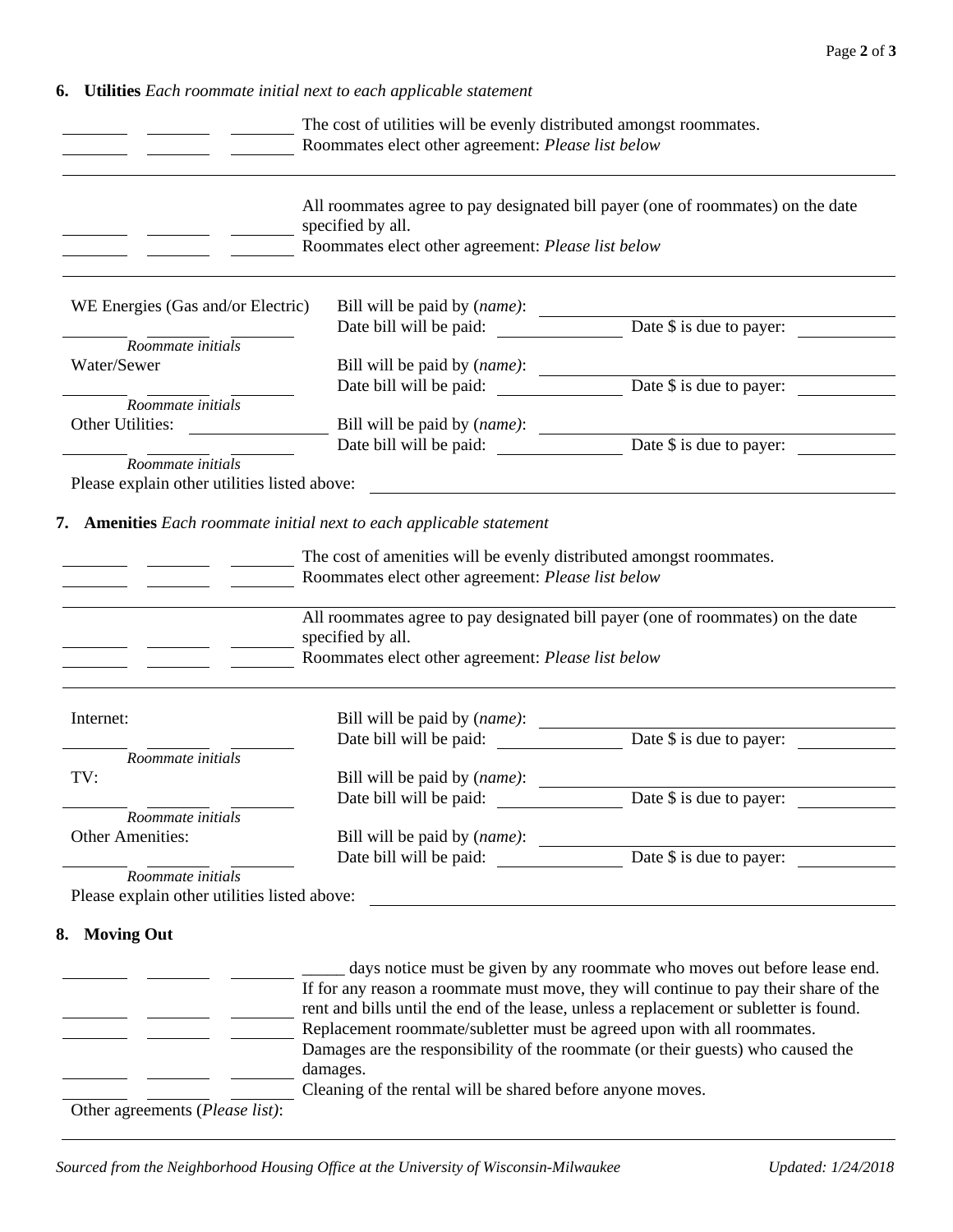## 6. Utilities *Each roommate initial next to each applicable statement*

\_\_\_\_\_\_\_\_ \_\_\_\_\_\_\_\_ \_\_\_\_\_\_\_\_ The cost of utilities will be evenly distributed amongst roommates.
\_\_\_\_\_\_\_\_ \_\_\_\_\_\_\_\_ \_\_\_\_\_\_\_\_ Roommates elect other agreement: *Please list below*

\_\_\_\_\_\_\_\_\_\_\_\_\_\_\_\_\_\_\_\_\_\_\_\_\_\_\_\_\_\_\_\_\_\_\_\_\_\_\_\_\_\_\_\_\_\_\_\_\_\_\_\_\_\_\_\_\_\_\_\_\_\_\_\_\_\_\_\_\_\_\_\_

\_\_\_\_\_\_\_\_ \_\_\_\_\_\_\_\_ \_\_\_\_\_\_\_\_ All roommates agree to pay designated bill payer (one of roommates) on the date specified by all.
\_\_\_\_\_\_\_\_ \_\_\_\_\_\_\_\_ \_\_\_\_\_\_\_\_ Roommates elect other agreement: *Please list below*

\_\_\_\_\_\_\_\_\_\_\_\_\_\_\_\_\_\_\_\_\_\_\_\_\_\_\_\_\_\_\_\_\_\_\_\_\_\_\_\_\_\_\_\_\_\_\_\_\_\_\_\_\_\_\_\_\_\_\_\_\_\_\_\_\_\_\_\_\_\_\_\_

WE Energies (Gas and/or Electric) Bill will be paid by (*name*): \_\_\_\_\_\_\_\_\_\_\_\_\_\_\_\_\_\_\_\_
\_\_\_\_\_\_\_\_ \_\_\_\_\_\_\_\_ \_\_\_\_\_\_\_\_ Date bill will be paid: \_\_\_\_\_\_\_\_\_\_ Date $ is due to payer: \_\_\_\_\_\_\_\_
*Roommate initials*

Water/Sewer Bill will be paid by (*name*): \_\_\_\_\_\_\_\_\_\_\_\_\_\_\_\_\_\_\_\_
\_\_\_\_\_\_\_\_ \_\_\_\_\_\_\_\_ \_\_\_\_\_\_\_\_ Date bill will be paid: \_\_\_\_\_\_\_\_\_\_ Date $ is due to payer: \_\_\_\_\_\_\_\_
*Roommate initials*

Other Utilities: \_\_\_\_\_\_\_\_\_\_\_\_ Bill will be paid by (*name*): \_\_\_\_\_\_\_\_\_\_\_\_\_\_\_\_\_\_\_\_
\_\_\_\_\_\_\_\_ \_\_\_\_\_\_\_\_ \_\_\_\_\_\_\_\_ Date bill will be paid: \_\_\_\_\_\_\_\_\_\_ Date $ is due to payer: \_\_\_\_\_\_\_\_
*Roommate initials*

Please explain other utilities listed above: \_\_\_\_\_\_\_\_\_\_\_\_\_\_\_\_\_\_\_\_\_\_\_\_\_\_\_\_\_\_\_\_\_\_\_\_\_\_\_\_

## 7. Amenities *Each roommate initial next to each applicable statement*

\_\_\_\_\_\_\_\_ \_\_\_\_\_\_\_\_ \_\_\_\_\_\_\_\_ The cost of amenities will be evenly distributed amongst roommates.
\_\_\_\_\_\_\_\_ \_\_\_\_\_\_\_\_ \_\_\_\_\_\_\_\_ Roommates elect other agreement: *Please list below*

\_\_\_\_\_\_\_\_\_\_\_\_\_\_\_\_\_\_\_\_\_\_\_\_\_\_\_\_\_\_\_\_\_\_\_\_\_\_\_\_\_\_\_\_\_\_\_\_\_\_\_\_\_\_\_\_\_\_\_\_\_\_\_\_\_\_\_\_\_\_\_\_

\_\_\_\_\_\_\_\_ \_\_\_\_\_\_\_\_ \_\_\_\_\_\_\_\_ All roommates agree to pay designated bill payer (one of roommates) on the date specified by all.
\_\_\_\_\_\_\_\_ \_\_\_\_\_\_\_\_ \_\_\_\_\_\_\_\_ Roommates elect other agreement: *Please list below*

\_\_\_\_\_\_\_\_\_\_\_\_\_\_\_\_\_\_\_\_\_\_\_\_\_\_\_\_\_\_\_\_\_\_\_\_\_\_\_\_\_\_\_\_\_\_\_\_\_\_\_\_\_\_\_\_\_\_\_\_\_\_\_\_\_\_\_\_\_\_\_\_

Internet: Bill will be paid by (*name*): \_\_\_\_\_\_\_\_\_\_\_\_\_\_\_\_\_\_\_\_
\_\_\_\_\_\_\_\_ \_\_\_\_\_\_\_\_ \_\_\_\_\_\_\_\_ Date bill will be paid: \_\_\_\_\_\_\_\_\_\_ Date $ is due to payer: \_\_\_\_\_\_\_\_
*Roommate initials*

TV: Bill will be paid by (*name*): \_\_\_\_\_\_\_\_\_\_\_\_\_\_\_\_\_\_\_\_
\_\_\_\_\_\_\_\_ \_\_\_\_\_\_\_\_ \_\_\_\_\_\_\_\_ Date bill will be paid: \_\_\_\_\_\_\_\_\_\_ Date $ is due to payer: \_\_\_\_\_\_\_\_
*Roommate initials*

Other Amenities: Bill will be paid by (*name*): \_\_\_\_\_\_\_\_\_\_\_\_\_\_\_\_\_\_\_\_
\_\_\_\_\_\_\_\_ \_\_\_\_\_\_\_\_ \_\_\_\_\_\_\_\_ Date bill will be paid: \_\_\_\_\_\_\_\_\_\_ Date $ is due to payer: \_\_\_\_\_\_\_\_
*Roommate initials*

Please explain other utilities listed above: \_\_\_\_\_\_\_\_\_\_\_\_\_\_\_\_\_\_\_\_\_\_\_\_\_\_\_\_\_\_\_\_\_\_\_\_\_\_\_\_

## 8. Moving Out

\_\_\_\_\_\_\_\_ \_\_\_\_\_\_\_\_ \_\_\_\_\_\_\_\_ \_\_\_\_\_ days notice must be given by any roommate who moves out before lease end.
\_\_\_\_\_\_\_\_ \_\_\_\_\_\_\_\_ \_\_\_\_\_\_\_\_ If for any reason a roommate must move, they will continue to pay their share of the rent and bills until the end of the lease, unless a replacement or subletter is found.
\_\_\_\_\_\_\_\_ \_\_\_\_\_\_\_\_ \_\_\_\_\_\_\_\_ Replacement roommate/subletter must be agreed upon with all roommates.
\_\_\_\_\_\_\_\_ \_\_\_\_\_\_\_\_ \_\_\_\_\_\_\_\_ Damages are the responsibility of the roommate (or their guests) who caused the damages.
\_\_\_\_\_\_\_\_ \_\_\_\_\_\_\_\_ \_\_\_\_\_\_\_\_ Cleaning of the rental will be shared before anyone moves.

Other agreements (*Please list*):

\_\_\_\_\_\_\_\_\_\_\_\_\_\_\_\_\_\_\_\_\_\_\_\_\_\_\_\_\_\_\_\_\_\_\_\_\_\_\_\_\_\_\_\_\_\_\_\_\_\_\_\_\_\_\_\_\_\_\_\_\_\_\_\_\_\_\_\_\_\_\_\_

*Sourced from the Neighborhood Housing Office at the University of Wisconsin-Milwaukee* *Updated: 1/24/2018*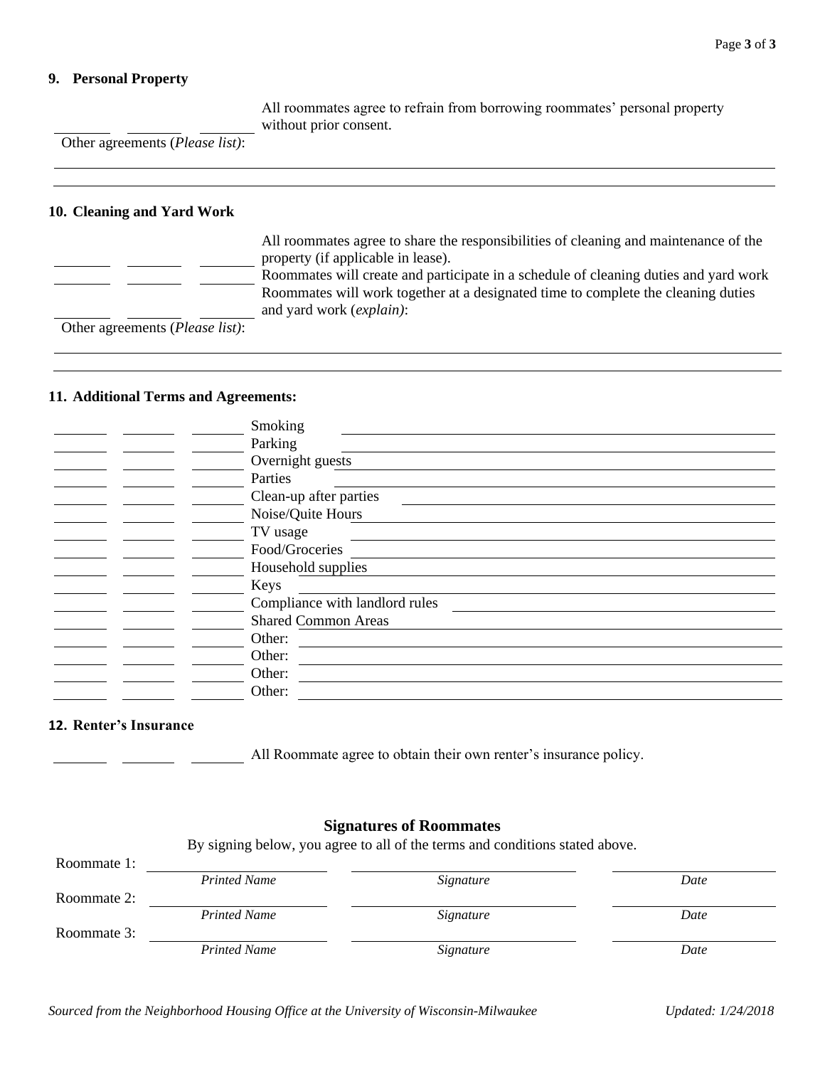## 9. Personal Property

\_\_\_\_\_\_\_\_ \_\_\_\_\_\_\_\_ \_\_\_\_\_\_\_\_ All roommates agree to refrain from borrowing roommates' personal property without prior consent.

Other agreements (*Please list)*:

\_\_\_\_\_\_\_\_\_\_\_\_\_\_\_\_\_\_\_\_\_\_\_\_\_\_\_\_\_\_\_\_\_\_\_\_\_\_\_\_\_\_\_\_\_\_\_\_\_\_\_\_\_\_\_\_\_\_\_\_\_\_\_\_\_\_\_\_\_\_\_\_\_\_\_\_

\_\_\_\_\_\_\_\_\_\_\_\_\_\_\_\_\_\_\_\_\_\_\_\_\_\_\_\_\_\_\_\_\_\_\_\_\_\_\_\_\_\_\_\_\_\_\_\_\_\_\_\_\_\_\_\_\_\_\_\_\_\_\_\_\_\_\_\_\_\_\_\_\_\_\_\_

## 10. Cleaning and Yard Work

\_\_\_\_\_\_\_\_ \_\_\_\_\_\_\_\_ \_\_\_\_\_\_\_\_ All roommates agree to share the responsibilities of cleaning and maintenance of the property (if applicable in lease).

\_\_\_\_\_\_\_\_ \_\_\_\_\_\_\_\_ \_\_\_\_\_\_\_\_ Roommates will create and participate in a schedule of cleaning duties and yard work

\_\_\_\_\_\_\_\_ \_\_\_\_\_\_\_\_ \_\_\_\_\_\_\_\_ Roommates will work together at a designated time to complete the cleaning duties and yard work (*explain)*:

Other agreements (*Please list)*:

\_\_\_\_\_\_\_\_\_\_\_\_\_\_\_\_\_\_\_\_\_\_\_\_\_\_\_\_\_\_\_\_\_\_\_\_\_\_\_\_\_\_\_\_\_\_\_\_\_\_\_\_\_\_\_\_\_\_\_\_\_\_\_\_\_\_\_\_\_\_\_\_\_\_\_\_

\_\_\_\_\_\_\_\_\_\_\_\_\_\_\_\_\_\_\_\_\_\_\_\_\_\_\_\_\_\_\_\_\_\_\_\_\_\_\_\_\_\_\_\_\_\_\_\_\_\_\_\_\_\_\_\_\_\_\_\_\_\_\_\_\_\_\_\_\_\_\_\_\_\_\_\_

## 11. Additional Terms and Agreements:

| | | | | |
|---|---|---|---|---|
| | | | Smoking | |
| | | | Parking | |
| | | | Overnight guests | |
| | | | Parties | |
| | | | Clean-up after parties | |
| | | | Noise/Quite Hours | |
| | | | TV usage | |
| | | | Food/Groceries | |
| | | | Household supplies | |
| | | | Keys | |
| | | | Compliance with landlord rules | |
| | | | Shared Common Areas | |
| | | | Other: | |
| | | | Other: | |
| | | | Other: | |
| | | | Other: | |

## 12. Renter's Insurance

\_\_\_\_\_\_\_\_ \_\_\_\_\_\_\_\_ \_\_\_\_\_\_\_\_ All Roommate agree to obtain their own renter's insurance policy.

### Signatures of Roommates

By signing below, you agree to all of the terms and conditions stated above.

| | | | |
|---|---|---|---|
| Roommate 1: | *Printed Name* | *Signature* | *Date* |
| Roommate 2: | *Printed Name* | *Signature* | *Date* |
| Roommate 3: | *Printed Name* | *Signature* | *Date* |

*Sourced from the Neighborhood Housing Office at the University of Wisconsin-Milwaukee* *Updated: 1/24/2018*